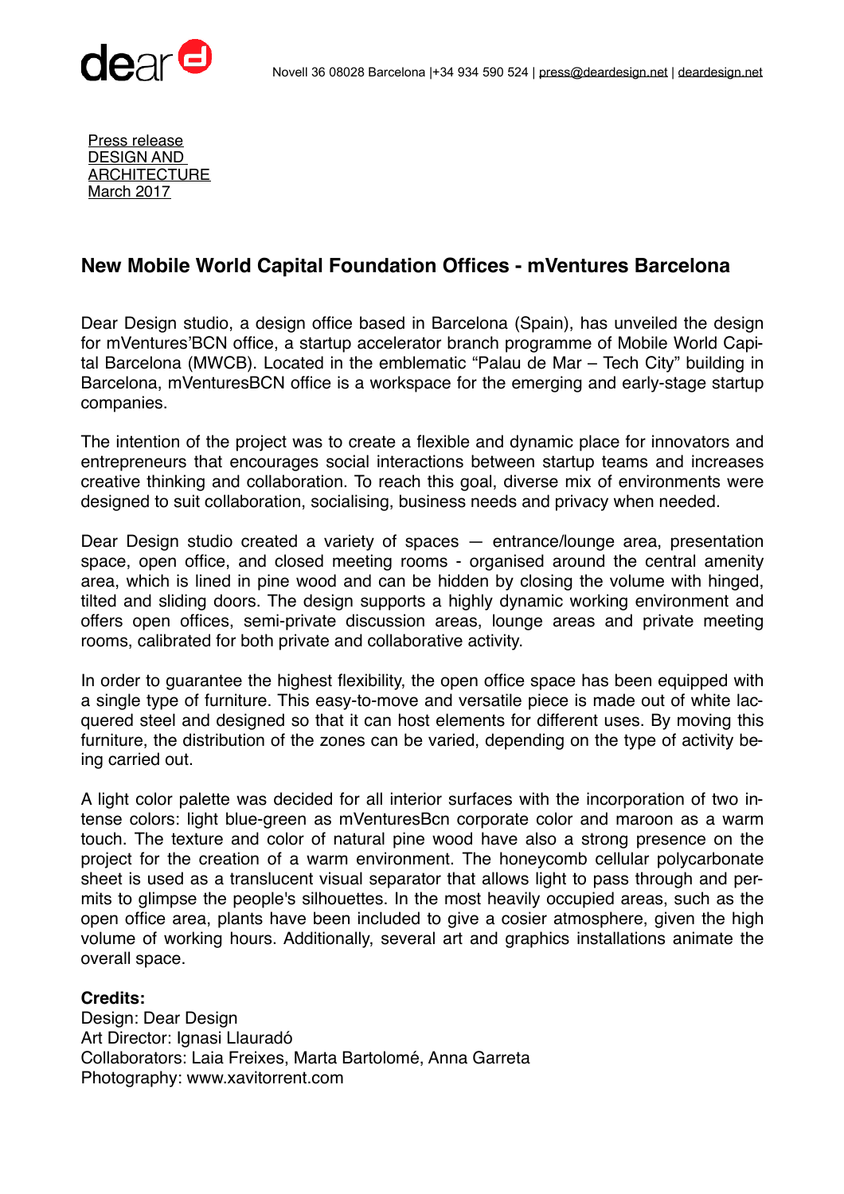dear

Novell 36 08028 Barcelona |+34 934 590 524 | press@deardesign.net | deardesign.net

Press release
DESIGN AND ARCHITECTURE
March 2017

## New Mobile World Capital Foundation Offices - mVentures Barcelona

Dear Design studio, a design office based in Barcelona (Spain), has unveiled the design for mVentures'BCN office, a startup accelerator branch programme of Mobile World Capital Barcelona (MWCB). Located in the emblematic "Palau de Mar – Tech City" building in Barcelona, mVenturesBCN office is a workspace for the emerging and early-stage startup companies.

The intention of the project was to create a flexible and dynamic place for innovators and entrepreneurs that encourages social interactions between startup teams and increases creative thinking and collaboration. To reach this goal, diverse mix of environments were designed to suit collaboration, socialising, business needs and privacy when needed.

Dear Design studio created a variety of spaces — entrance/lounge area, presentation space, open office, and closed meeting rooms - organised around the central amenity area, which is lined in pine wood and can be hidden by closing the volume with hinged, tilted and sliding doors. The design supports a highly dynamic working environment and offers open offices, semi-private discussion areas, lounge areas and private meeting rooms, calibrated for both private and collaborative activity.

In order to guarantee the highest flexibility, the open office space has been equipped with a single type of furniture. This easy-to-move and versatile piece is made out of white lacquered steel and designed so that it can host elements for different uses. By moving this furniture, the distribution of the zones can be varied, depending on the type of activity being carried out.

A light color palette was decided for all interior surfaces with the incorporation of two intense colors: light blue-green as mVenturesBcn corporate color and maroon as a warm touch. The texture and color of natural pine wood have also a strong presence on the project for the creation of a warm environment. The honeycomb cellular polycarbonate sheet is used as a translucent visual separator that allows light to pass through and permits to glimpse the people's silhouettes. In the most heavily occupied areas, such as the open office area, plants have been included to give a cosier atmosphere, given the high volume of working hours. Additionally, several art and graphics installations animate the overall space.

**Credits:**
Design: Dear Design
Art Director: Ignasi Llauradó
Collaborators: Laia Freixes, Marta Bartolomé, Anna Garreta
Photography: www.xavitorrent.com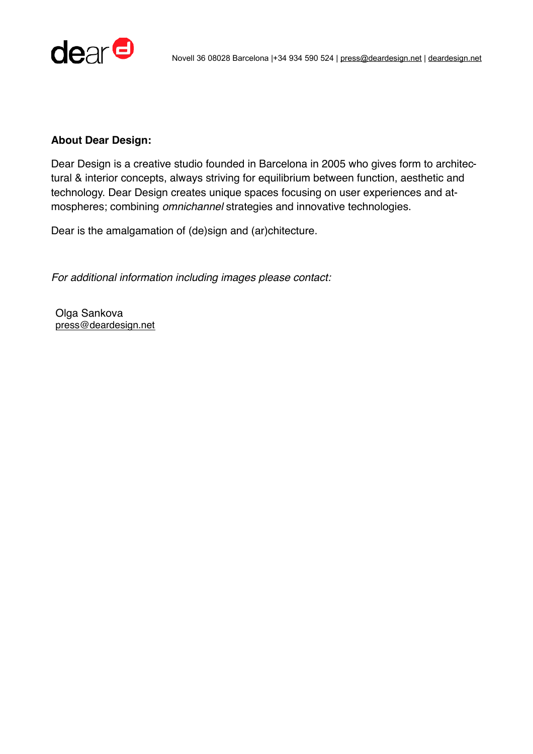**About Dear Design:**

Dear Design is a creative studio founded in Barcelona in 2005 who gives form to architectural & interior concepts, always striving for equilibrium between function, aesthetic and technology. Dear Design creates unique spaces focusing on user experiences and atmospheres; combining *omnichannel* strategies and innovative technologies.

Dear is the amalgamation of (de)sign and (ar)chitecture.

*For additional information including images please contact:*

Olga Sankova
press@deardesign.net